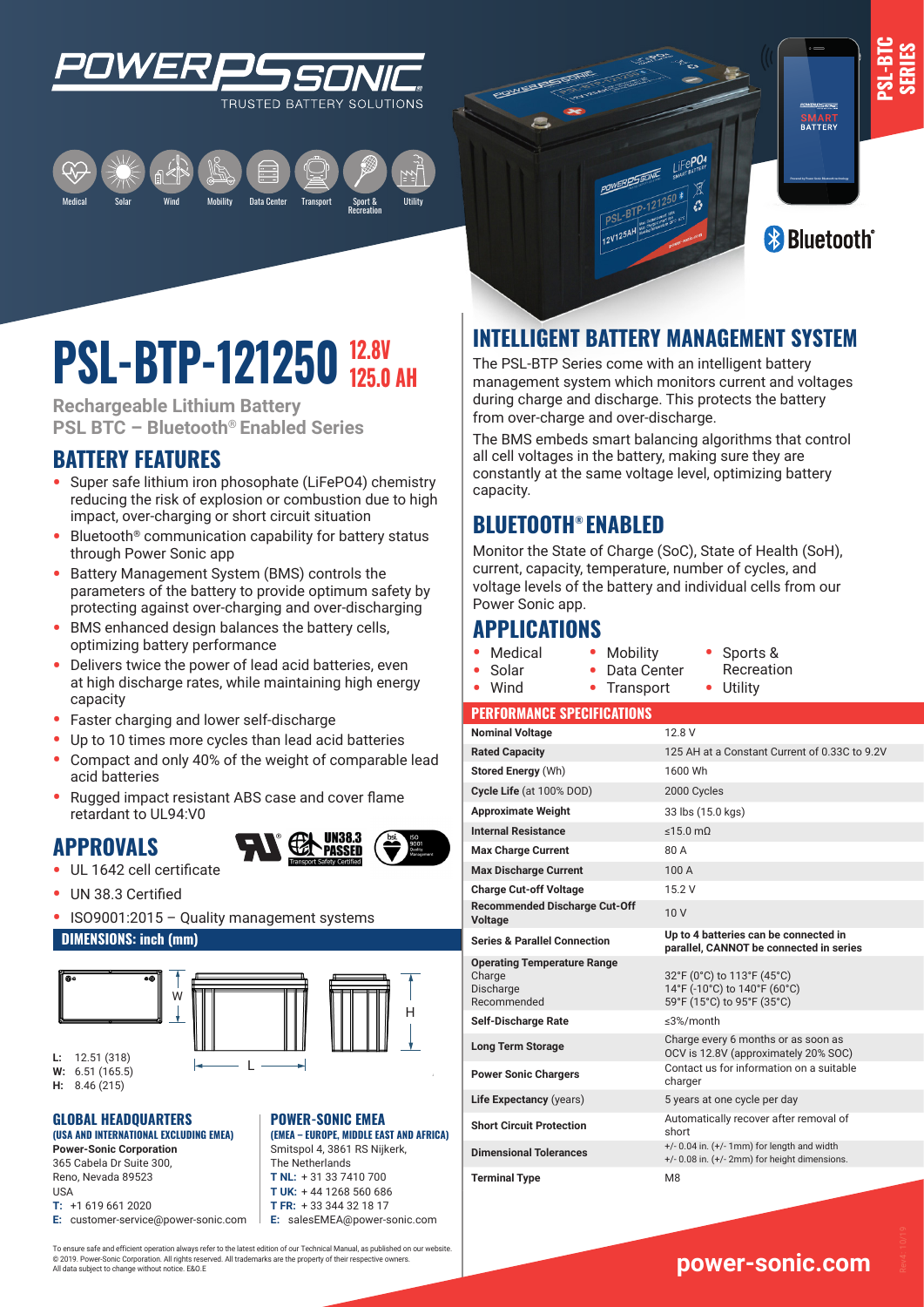POWER SONIC
TRUSTED BATTERY SOLUTIONS

Medical · Solar · Wind · Mobility · Data Center · Transport · Sport & Recreation · Utility

PSL-BTC SERIES

Bluetooth®

# PSL-BTP-121250 12.8V 125.0 AH

**Rechargeable Lithium Battery**
**PSL BTC – Bluetooth® Enabled Series**

## BATTERY FEATURES

- Super safe lithium iron phosphate (LiFePO4) chemistry reducing the risk of explosion or combustion due to high impact, over-charging or short circuit situation
- Bluetooth® communication capability for battery status through Power Sonic app
- Battery Management System (BMS) controls the parameters of the battery to provide optimum safety by protecting against over-charging and over-discharging
- BMS enhanced design balances the battery cells, optimizing battery performance
- Delivers twice the power of lead acid batteries, even at high discharge rates, while maintaining high energy capacity
- Faster charging and lower self-discharge
- Up to 10 times more cycles than lead acid batteries
- Compact and only 40% of the weight of comparable lead acid batteries
- Rugged impact resistant ABS case and cover flame retardant to UL94:V0

## APPROVALS

- UL 1642 cell certificate
- UN 38.3 Certified
- ISO9001:2015 – Quality management systems

### DIMENSIONS: inch (mm)

**L:** 12.51 (318)
**W:** 6.51 (165.5)
**H:** 8.46 (215)

## INTELLIGENT BATTERY MANAGEMENT SYSTEM

The PSL-BTP Series come with an intelligent battery management system which monitors current and voltages during charge and discharge. This protects the battery from over-charge and over-discharge.

The BMS embeds smart balancing algorithms that control all cell voltages in the battery, making sure they are constantly at the same voltage level, optimizing battery capacity.

## BLUETOOTH® ENABLED

Monitor the State of Charge (SoC), State of Health (SoH), current, capacity, temperature, number of cycles, and voltage levels of the battery and individual cells from our Power Sonic app.

## APPLICATIONS

- Medical
- Solar
- Wind
- Mobility
- Data Center
- Transport
- Sports & Recreation
- Utility

### PERFORMANCE SPECIFICATIONS

| | |
|---|---|
| **Nominal Voltage** | 12.8 V |
| **Rated Capacity** | 125 AH at a Constant Current of 0.33C to 9.2V |
| **Stored Energy** (Wh) | 1600 Wh |
| **Cycle Life** (at 100% DOD) | 2000 Cycles |
| **Approximate Weight** | 33 lbs (15.0 kgs) |
| **Internal Resistance** | ≤15.0 mΩ |
| **Max Charge Current** | 80 A |
| **Max Discharge Current** | 100 A |
| **Charge Cut-off Voltage** | 15.2 V |
| **Recommended Discharge Cut-Off Voltage** | 10 V |
| **Series & Parallel Connection** | **Up to 4 batteries can be connected in parallel, CANNOT be connected in series** |
| **Operating Temperature Range** Charge / Discharge / Recommended | 32°F (0°C) to 113°F (45°C) / 14°F (-10°C) to 140°F (60°C) / 59°F (15°C) to 95°F (35°C) |
| **Self-Discharge Rate** | ≤3%/month |
| **Long Term Storage** | Charge every 6 months or as soon as OCV is 12.8V (approximately 20% SOC) |
| **Power Sonic Chargers** | Contact us for information on a suitable charger |
| **Life Expectancy** (years) | 5 years at one cycle per day |
| **Short Circuit Protection** | Automatically recover after removal of short |
| **Dimensional Tolerances** | +/- 0.04 in. (+/- 1mm) for length and width +/- 0.08 in. (+/- 2mm) for height dimensions. |
| **Terminal Type** | M8 |

### GLOBAL HEADQUARTERS
**(USA AND INTERNATIONAL EXCLUDING EMEA)**

**Power-Sonic Corporation**
365 Cabela Dr Suite 300,
Reno, Nevada 89523
USA
**T:** +1 619 661 2020
**E:** customer-service@power-sonic.com

### POWER-SONIC EMEA
**(EMEA – EUROPE, MIDDLE EAST AND AFRICA)**

Smitspol 4, 3861 RS Nijkerk,
The Netherlands
**T NL:** + 31 33 7410 700
**T UK:** + 44 1268 560 686
**T FR:** + 33 344 32 18 17
**E:** salesEMEA@power-sonic.com

To ensure safe and efficient operation always refer to the latest edition of our Technical Manual, as published on our website.
© 2019. Power-Sonic Corporation. All rights reserved. All trademarks are the property of their respective owners.
All data subject to change without notice. E&O.E

**power-sonic.com**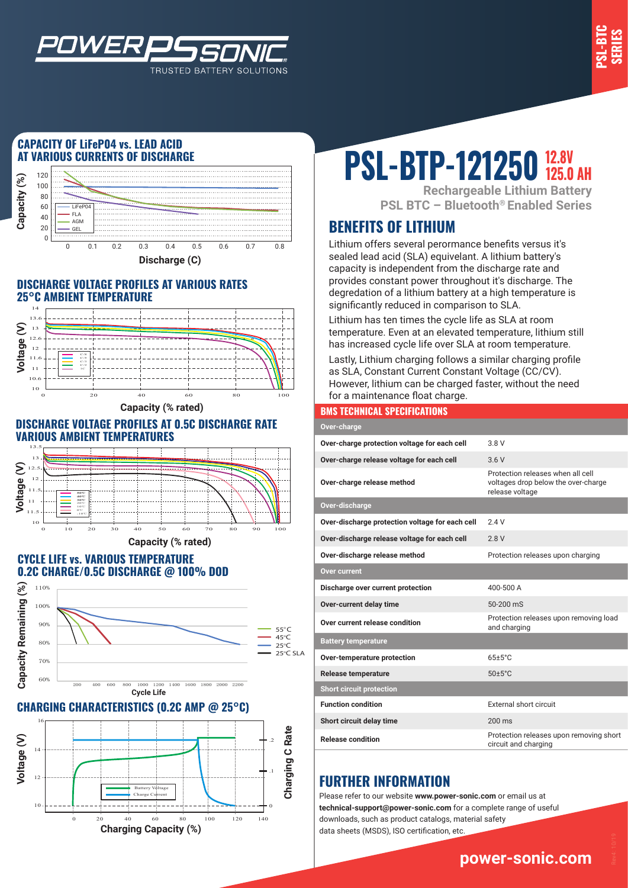## CAPACITY OF LiFePO4 vs. LEAD ACID AT VARIOUS CURRENTS OF DISCHARGE

## DISCHARGE VOLTAGE PROFILES AT VARIOUS RATES 25°C AMBIENT TEMPERATURE

## DISCHARGE VOLTAGE PROFILES AT 0.5C DISCHARGE RATE VARIOUS AMBIENT TEMPERATURES

## CYCLE LIFE vs. VARIOUS TEMPERATURE 0.2C CHARGE/0.5C DISCHARGE @ 100% DOD

## CHARGING CHARACTERISTICS (0.2C AMP @ 25°C)

# PSL-BTP-121250 12.8V 125.0 AH

**Rechargeable Lithium Battery**

**PSL BTC – Bluetooth® Enabled Series**

## BENEFITS OF LITHIUM

Lithium offers several perormance benefits versus it's sealed lead acid (SLA) equivelant. A lithium battery's capacity is independent from the discharge rate and provides constant power throughout it's discharge. The degredation of a lithium battery at a high temperature is significantly reduced in comparison to SLA.

Lithium has ten times the cycle life as SLA at room temperature. Even at an elevated temperature, lithium still has increased cycle life over SLA at room temperature.

Lastly, Lithium charging follows a similar charging profile as SLA, Constant Current Constant Voltage (CC/CV). However, lithium can be charged faster, without the need for a maintenance float charge.

## BMS TECHNICAL SPECIFICATIONS

| | |
|---|---|
| **Over-charge** | |
| Over-charge protection voltage for each cell | 3.8 V |
| Over-charge release voltage for each cell | 3.6 V |
| Over-charge release method | Protection releases when all cell voltages drop below the over-charge release voltage |
| **Over-discharge** | |
| Over-discharge protection voltage for each cell | 2.4 V |
| Over-discharge release voltage for each cell | 2.8 V |
| Over-discharge release method | Protection releases upon charging |
| **Over current** | |
| Discharge over current protection | 400-500 A |
| Over-current delay time | 50-200 mS |
| Over current release condition | Protection releases upon removing load and charging |
| **Battery temperature** | |
| Over-temperature protection | 65±5°C |
| Release temperature | 50±5°C |
| **Short circuit protection** | |
| Function condition | External short circuit |
| Short circuit delay time | 200 ms |
| Release condition | Protection releases upon removing short circuit and charging |

## FURTHER INFORMATION

Please refer to our website **www.power-sonic.com** or email us at **technical-support@power-sonic.com** for a complete range of useful downloads, such as product catalogs, material safety data sheets (MSDS), ISO certification, etc.

**power-sonic.com**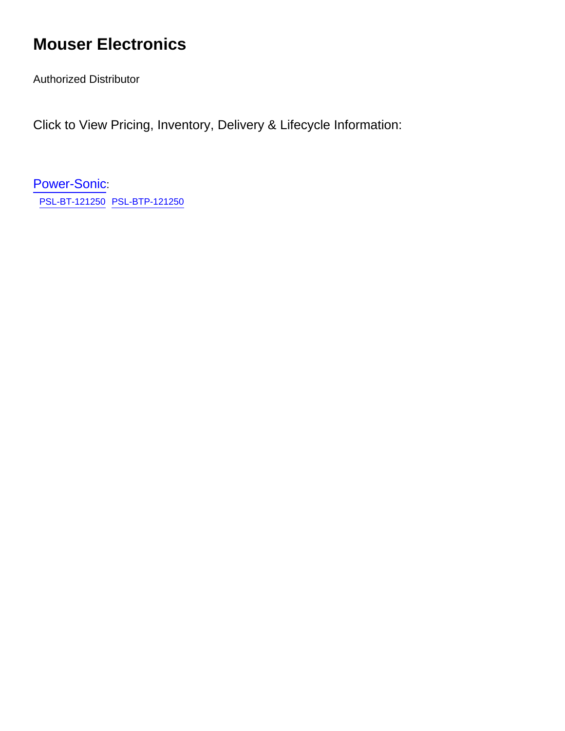# Mouser Electronics

Authorized Distributor

Click to View Pricing, Inventory, Delivery & Lifecycle Information:

Power-Sonic:

PSL-BT-121250 PSL-BTP-121250